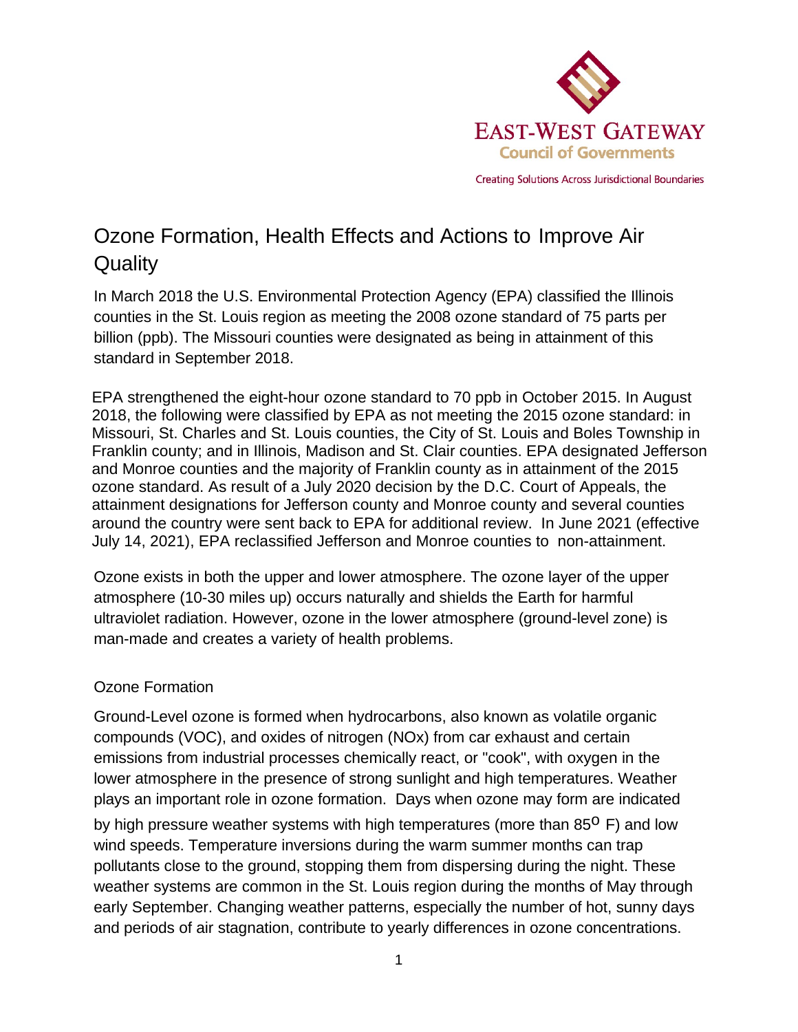EAST-WEST GATEWAY
Council of Governments

Creating Solutions Across Jurisdictional Boundaries

# Ozone Formation, Health Effects and Actions to Improve Air Quality

In March 2018 the U.S. Environmental Protection Agency (EPA) classified the Illinois counties in the St. Louis region as meeting the 2008 ozone standard of 75 parts per billion (ppb). The Missouri counties were designated as being in attainment of this standard in September 2018.

EPA strengthened the eight-hour ozone standard to 70 ppb in October 2015. In August 2018, the following were classified by EPA as not meeting the 2015 ozone standard: in Missouri, St. Charles and St. Louis counties, the City of St. Louis and Boles Township in Franklin county; and in Illinois, Madison and St. Clair counties. EPA designated Jefferson and Monroe counties and the majority of Franklin county as in attainment of the 2015 ozone standard. As result of a July 2020 decision by the D.C. Court of Appeals, the attainment designations for Jefferson county and Monroe county and several counties around the country were sent back to EPA for additional review. In June 2021 (effective July 14, 2021), EPA reclassified Jefferson and Monroe counties to non-attainment.

Ozone exists in both the upper and lower atmosphere. The ozone layer of the upper atmosphere (10-30 miles up) occurs naturally and shields the Earth for harmful ultraviolet radiation. However, ozone in the lower atmosphere (ground-level zone) is man-made and creates a variety of health problems.

## Ozone Formation

Ground-Level ozone is formed when hydrocarbons, also known as volatile organic compounds (VOC), and oxides of nitrogen (NOx) from car exhaust and certain emissions from industrial processes chemically react, or "cook", with oxygen in the lower atmosphere in the presence of strong sunlight and high temperatures. Weather plays an important role in ozone formation. Days when ozone may form are indicated by high pressure weather systems with high temperatures (more than 85$^{o}$ F) and low wind speeds. Temperature inversions during the warm summer months can trap pollutants close to the ground, stopping them from dispersing during the night. These weather systems are common in the St. Louis region during the months of May through early September. Changing weather patterns, especially the number of hot, sunny days and periods of air stagnation, contribute to yearly differences in ozone concentrations.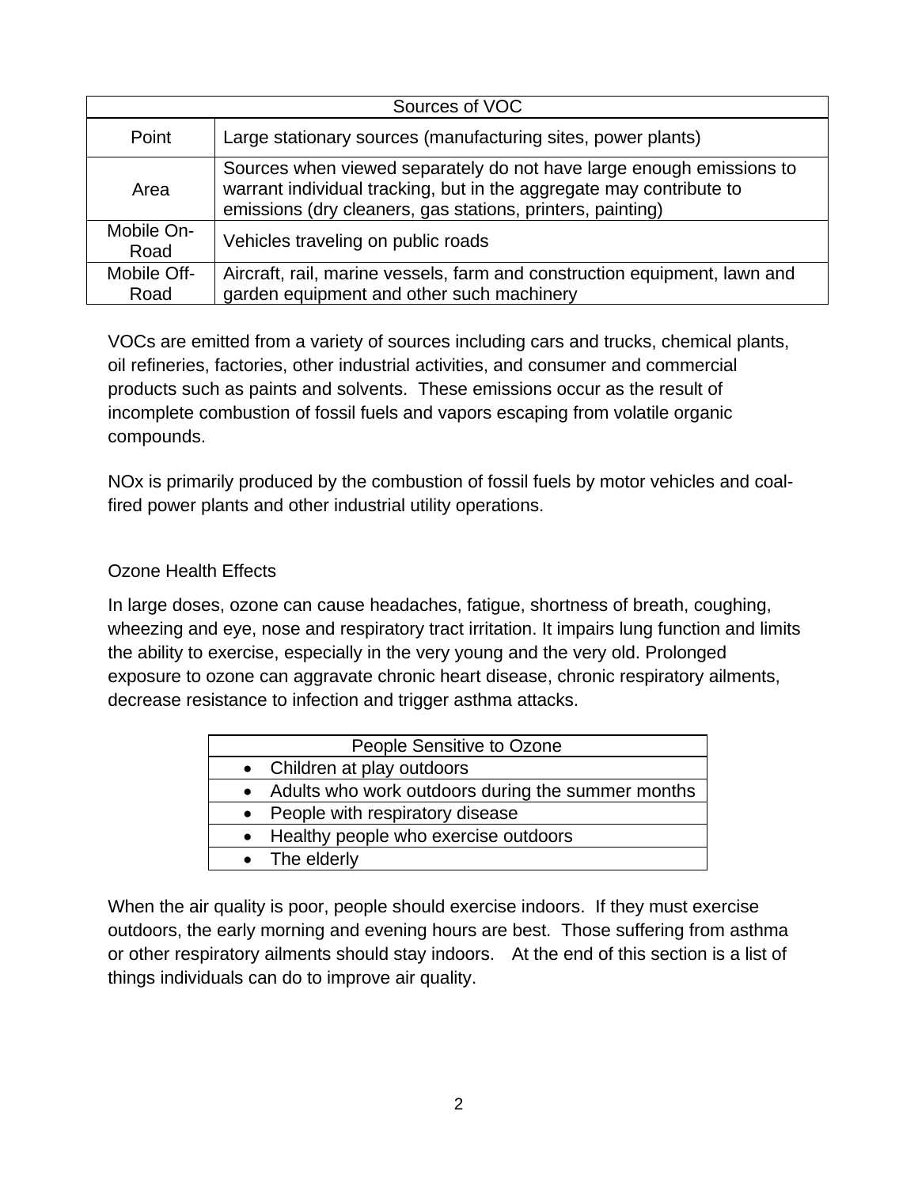| Sources of VOC | |
|---|---|
| Point | Large stationary sources (manufacturing sites, power plants) |
| Area | Sources when viewed separately do not have large enough emissions to warrant individual tracking, but in the aggregate may contribute to emissions (dry cleaners, gas stations, printers, painting) |
| Mobile On-Road | Vehicles traveling on public roads |
| Mobile Off-Road | Aircraft, rail, marine vessels, farm and construction equipment, lawn and garden equipment and other such machinery |

VOCs are emitted from a variety of sources including cars and trucks, chemical plants, oil refineries, factories, other industrial activities, and consumer and commercial products such as paints and solvents. These emissions occur as the result of incomplete combustion of fossil fuels and vapors escaping from volatile organic compounds.

NOx is primarily produced by the combustion of fossil fuels by motor vehicles and coal-fired power plants and other industrial utility operations.

## Ozone Health Effects

In large doses, ozone can cause headaches, fatigue, shortness of breath, coughing, wheezing and eye, nose and respiratory tract irritation. It impairs lung function and limits the ability to exercise, especially in the very young and the very old. Prolonged exposure to ozone can aggravate chronic heart disease, chronic respiratory ailments, decrease resistance to infection and trigger asthma attacks.

| People Sensitive to Ozone |
|---|
| • Children at play outdoors |
| • Adults who work outdoors during the summer months |
| • People with respiratory disease |
| • Healthy people who exercise outdoors |
| • The elderly |

When the air quality is poor, people should exercise indoors. If they must exercise outdoors, the early morning and evening hours are best. Those suffering from asthma or other respiratory ailments should stay indoors. At the end of this section is a list of things individuals can do to improve air quality.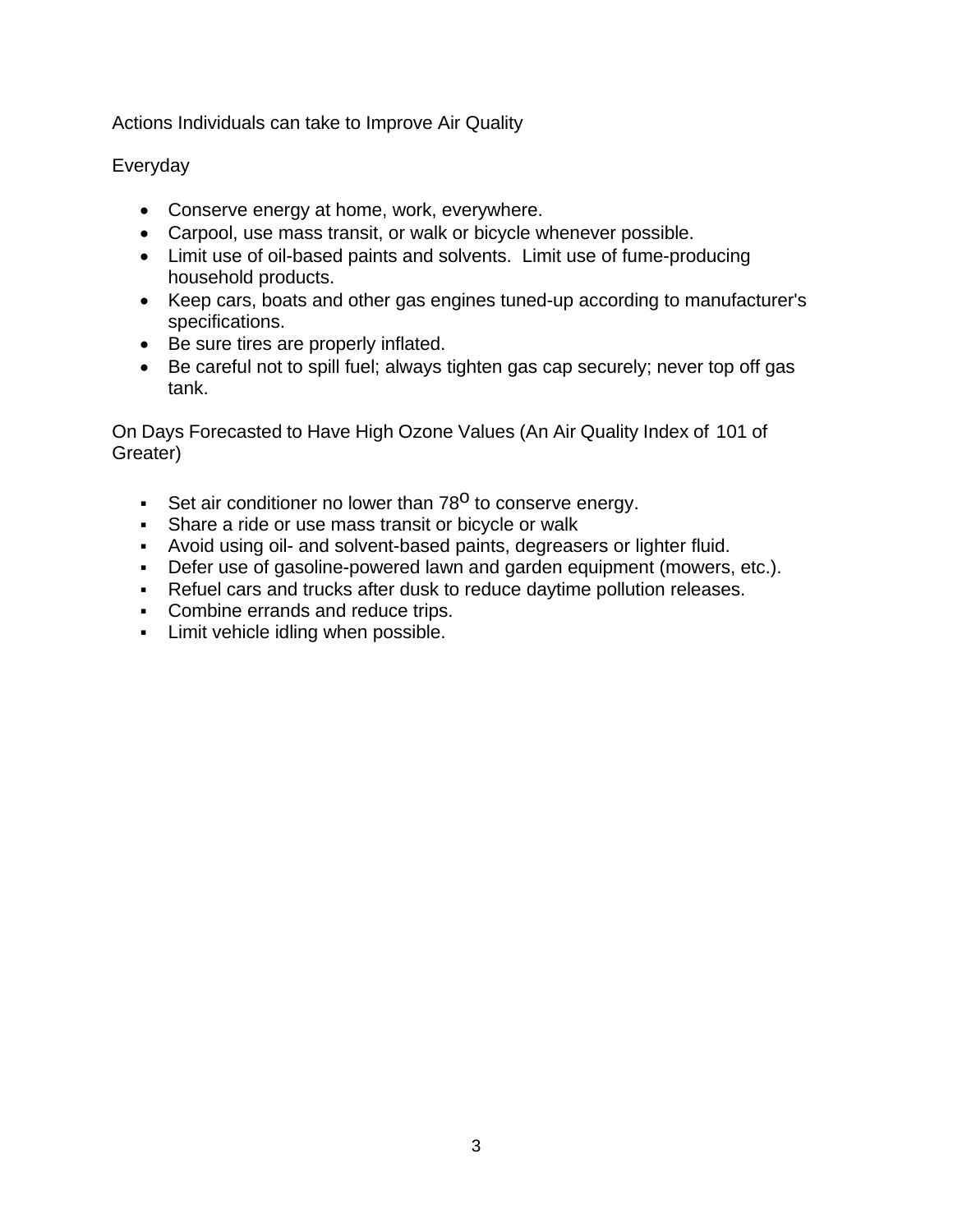Actions Individuals can take to Improve Air Quality

Everyday

- Conserve energy at home, work, everywhere.
- Carpool, use mass transit, or walk or bicycle whenever possible.
- Limit use of oil-based paints and solvents. Limit use of fume-producing household products.
- Keep cars, boats and other gas engines tuned-up according to manufacturer's specifications.
- Be sure tires are properly inflated.
- Be careful not to spill fuel; always tighten gas cap securely; never top off gas tank.

On Days Forecasted to Have High Ozone Values (An Air Quality Index of 101 of Greater)

- Set air conditioner no lower than 78$^{o}$ to conserve energy.
- Share a ride or use mass transit or bicycle or walk
- Avoid using oil- and solvent-based paints, degreasers or lighter fluid.
- Defer use of gasoline-powered lawn and garden equipment (mowers, etc.).
- Refuel cars and trucks after dusk to reduce daytime pollution releases.
- Combine errands and reduce trips.
- Limit vehicle idling when possible.